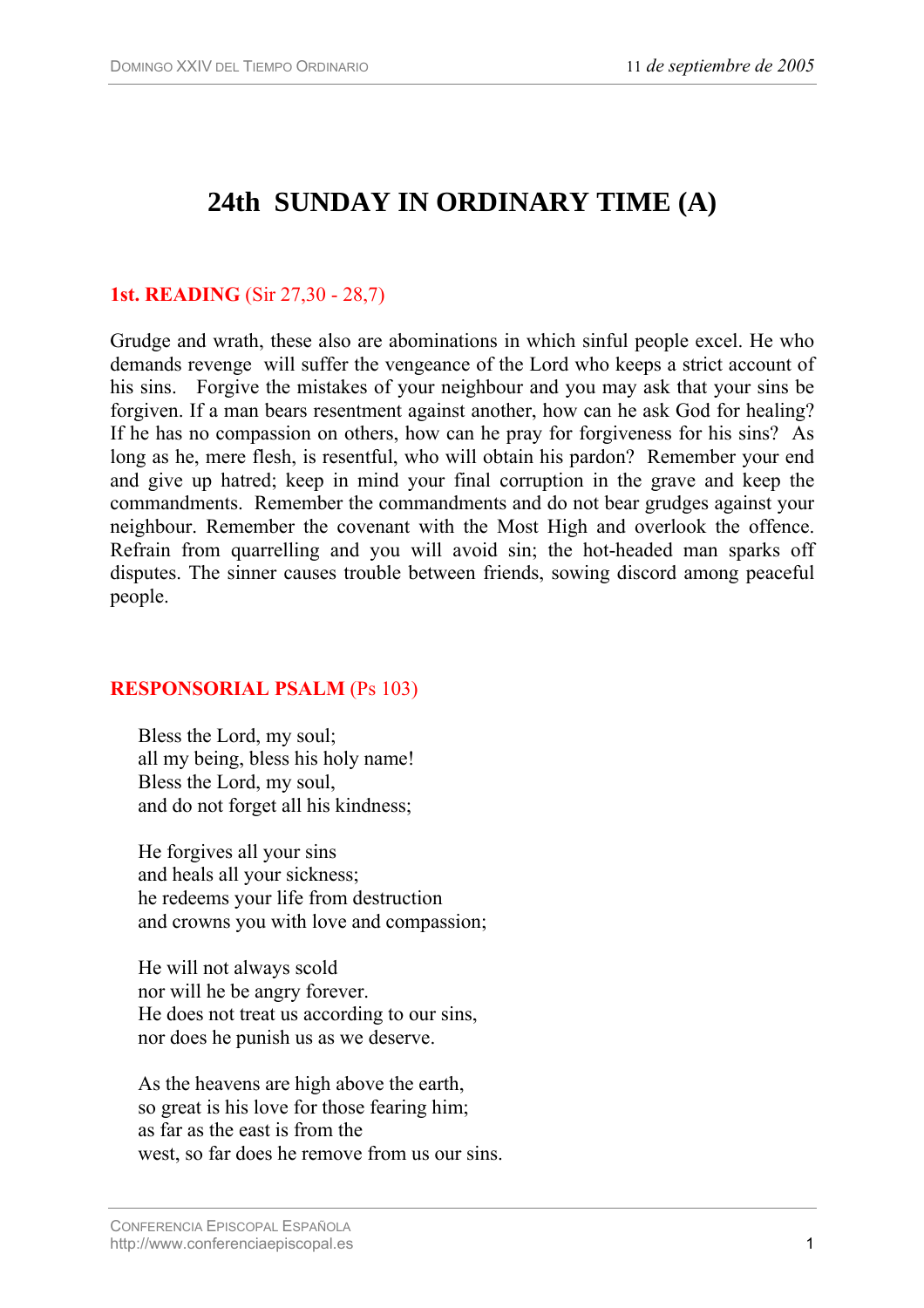# 24th SUNDAY IN ORDINARY TIME (A)

**1st. READING** (Sir 27,30 - 28,7)

Grudge and wrath, these also are abominations in which sinful people excel. He who demands revenge will suffer the vengeance of the Lord who keeps a strict account of his sins. Forgive the mistakes of your neighbour and you may ask that your sins be forgiven. If a man bears resentment against another, how can he ask God for healing? If he has no compassion on others, how can he pray for forgiveness for his sins? As long as he, mere flesh, is resentful, who will obtain his pardon? Remember your end and give up hatred; keep in mind your final corruption in the grave and keep the commandments. Remember the commandments and do not bear grudges against your neighbour. Remember the covenant with the Most High and overlook the offence. Refrain from quarrelling and you will avoid sin; the hot-headed man sparks off disputes. The sinner causes trouble between friends, sowing discord among peaceful people.

**RESPONSORIAL PSALM** (Ps 103)

Bless the Lord, my soul;
all my being, bless his holy name!
Bless the Lord, my soul,
and do not forget all his kindness;

He forgives all your sins
and heals all your sickness;
he redeems your life from destruction
and crowns you with love and compassion;

He will not always scold
nor will he be angry forever.
He does not treat us according to our sins,
nor does he punish us as we deserve.

As the heavens are high above the earth,
so great is his love for those fearing him;
as far as the east is from the
west, so far does he remove from us our sins.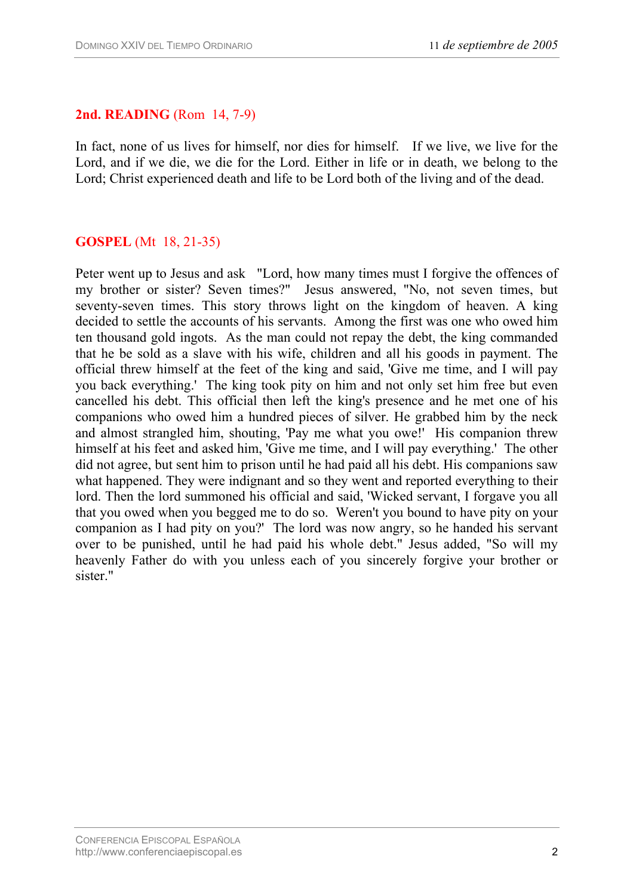## **2nd. READING** (Rom 14, 7-9)

In fact, none of us lives for himself, nor dies for himself. If we live, we live for the Lord, and if we die, we die for the Lord. Either in life or in death, we belong to the Lord; Christ experienced death and life to be Lord both of the living and of the dead.

## **GOSPEL** (Mt 18, 21-35)

Peter went up to Jesus and ask "Lord, how many times must I forgive the offences of my brother or sister? Seven times?" Jesus answered, "No, not seven times, but seventy-seven times. This story throws light on the kingdom of heaven. A king decided to settle the accounts of his servants. Among the first was one who owed him ten thousand gold ingots. As the man could not repay the debt, the king commanded that he be sold as a slave with his wife, children and all his goods in payment. The official threw himself at the feet of the king and said, 'Give me time, and I will pay you back everything.' The king took pity on him and not only set him free but even cancelled his debt. This official then left the king's presence and he met one of his companions who owed him a hundred pieces of silver. He grabbed him by the neck and almost strangled him, shouting, 'Pay me what you owe!' His companion threw himself at his feet and asked him, 'Give me time, and I will pay everything.' The other did not agree, but sent him to prison until he had paid all his debt. His companions saw what happened. They were indignant and so they went and reported everything to their lord. Then the lord summoned his official and said, 'Wicked servant, I forgave you all that you owed when you begged me to do so. Weren't you bound to have pity on your companion as I had pity on you?' The lord was now angry, so he handed his servant over to be punished, until he had paid his whole debt." Jesus added, "So will my heavenly Father do with you unless each of you sincerely forgive your brother or sister."